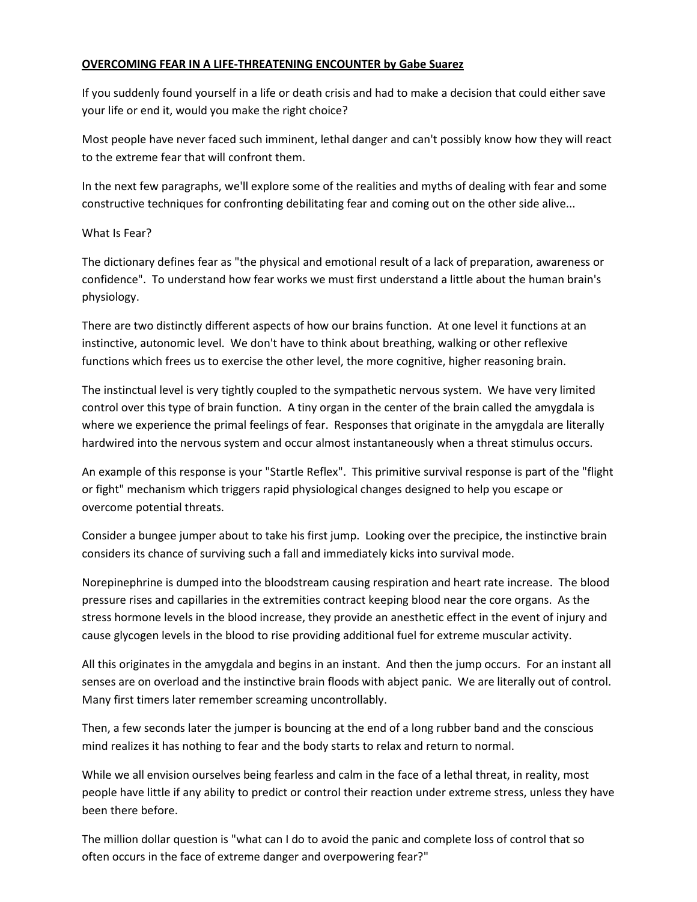**OVERCOMING FEAR IN A LIFE-THREATENING ENCOUNTER by Gabe Suarez**

If you suddenly found yourself in a life or death crisis and had to make a decision that could either save your life or end it, would you make the right choice?

Most people have never faced such imminent, lethal danger and can't possibly know how they will react to the extreme fear that will confront them.

In the next few paragraphs, we'll explore some of the realities and myths of dealing with fear and some constructive techniques for confronting debilitating fear and coming out on the other side alive...

What Is Fear?

The dictionary defines fear as "the physical and emotional result of a lack of preparation, awareness or confidence". To understand how fear works we must first understand a little about the human brain's physiology.

There are two distinctly different aspects of how our brains function. At one level it functions at an instinctive, autonomic level. We don't have to think about breathing, walking or other reflexive functions which frees us to exercise the other level, the more cognitive, higher reasoning brain.

The instinctual level is very tightly coupled to the sympathetic nervous system. We have very limited control over this type of brain function. A tiny organ in the center of the brain called the amygdala is where we experience the primal feelings of fear. Responses that originate in the amygdala are literally hardwired into the nervous system and occur almost instantaneously when a threat stimulus occurs.

An example of this response is your "Startle Reflex". This primitive survival response is part of the "flight or fight" mechanism which triggers rapid physiological changes designed to help you escape or overcome potential threats.

Consider a bungee jumper about to take his first jump. Looking over the precipice, the instinctive brain considers its chance of surviving such a fall and immediately kicks into survival mode.

Norepinephrine is dumped into the bloodstream causing respiration and heart rate increase. The blood pressure rises and capillaries in the extremities contract keeping blood near the core organs. As the stress hormone levels in the blood increase, they provide an anesthetic effect in the event of injury and cause glycogen levels in the blood to rise providing additional fuel for extreme muscular activity.

All this originates in the amygdala and begins in an instant. And then the jump occurs. For an instant all senses are on overload and the instinctive brain floods with abject panic. We are literally out of control. Many first timers later remember screaming uncontrollably.

Then, a few seconds later the jumper is bouncing at the end of a long rubber band and the conscious mind realizes it has nothing to fear and the body starts to relax and return to normal.

While we all envision ourselves being fearless and calm in the face of a lethal threat, in reality, most people have little if any ability to predict or control their reaction under extreme stress, unless they have been there before.

The million dollar question is "what can I do to avoid the panic and complete loss of control that so often occurs in the face of extreme danger and overpowering fear?"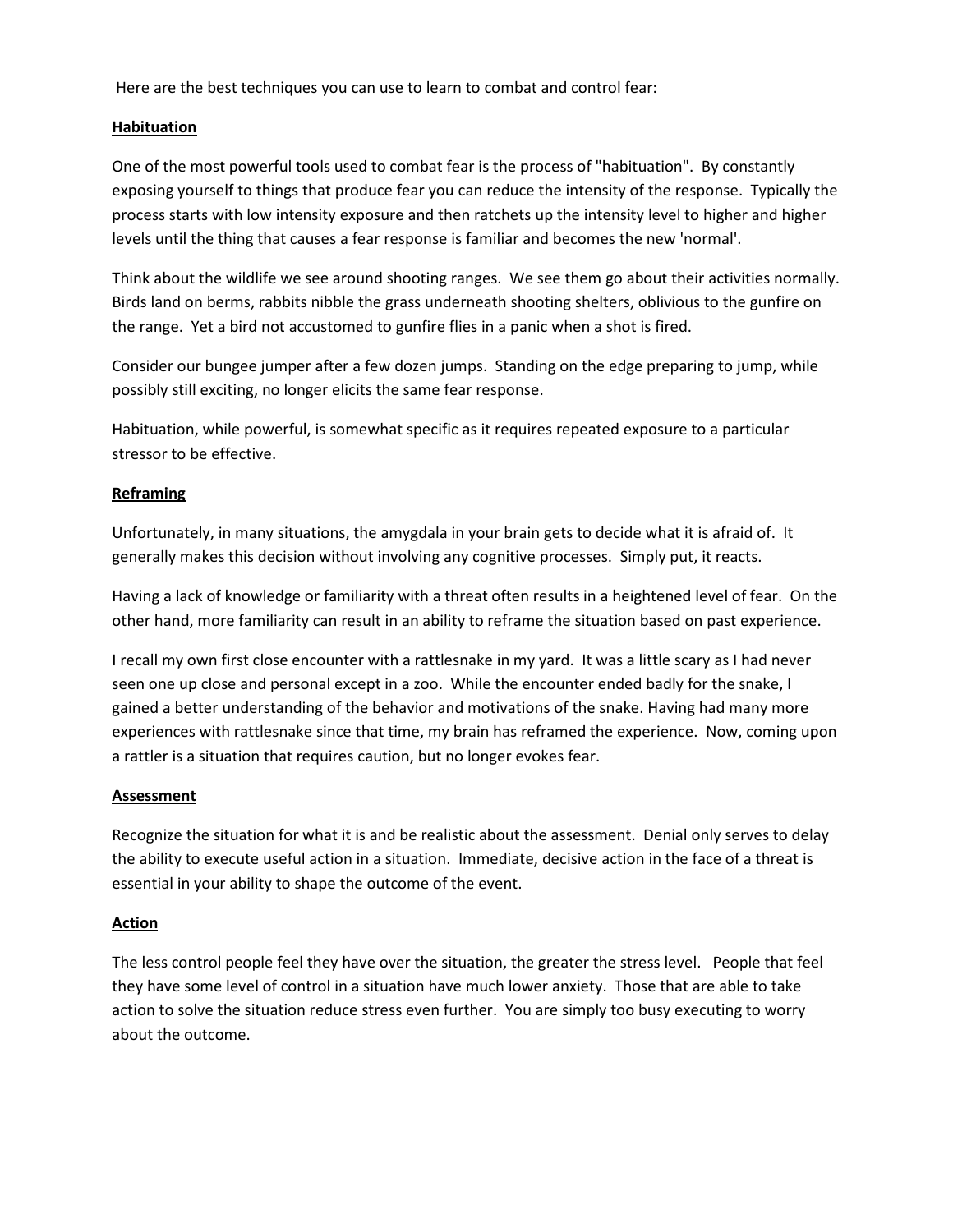Here are the best techniques you can use to learn to combat and control fear:

**Habituation**

One of the most powerful tools used to combat fear is the process of "habituation". By constantly exposing yourself to things that produce fear you can reduce the intensity of the response. Typically the process starts with low intensity exposure and then ratchets up the intensity level to higher and higher levels until the thing that causes a fear response is familiar and becomes the new 'normal'.

Think about the wildlife we see around shooting ranges. We see them go about their activities normally. Birds land on berms, rabbits nibble the grass underneath shooting shelters, oblivious to the gunfire on the range. Yet a bird not accustomed to gunfire flies in a panic when a shot is fired.

Consider our bungee jumper after a few dozen jumps. Standing on the edge preparing to jump, while possibly still exciting, no longer elicits the same fear response.

Habituation, while powerful, is somewhat specific as it requires repeated exposure to a particular stressor to be effective.

**Reframing**

Unfortunately, in many situations, the amygdala in your brain gets to decide what it is afraid of. It generally makes this decision without involving any cognitive processes. Simply put, it reacts.

Having a lack of knowledge or familiarity with a threat often results in a heightened level of fear. On the other hand, more familiarity can result in an ability to reframe the situation based on past experience.

I recall my own first close encounter with a rattlesnake in my yard. It was a little scary as I had never seen one up close and personal except in a zoo. While the encounter ended badly for the snake, I gained a better understanding of the behavior and motivations of the snake. Having had many more experiences with rattlesnake since that time, my brain has reframed the experience. Now, coming upon a rattler is a situation that requires caution, but no longer evokes fear.

**Assessment**

Recognize the situation for what it is and be realistic about the assessment. Denial only serves to delay the ability to execute useful action in a situation. Immediate, decisive action in the face of a threat is essential in your ability to shape the outcome of the event.

**Action**

The less control people feel they have over the situation, the greater the stress level. People that feel they have some level of control in a situation have much lower anxiety. Those that are able to take action to solve the situation reduce stress even further. You are simply too busy executing to worry about the outcome.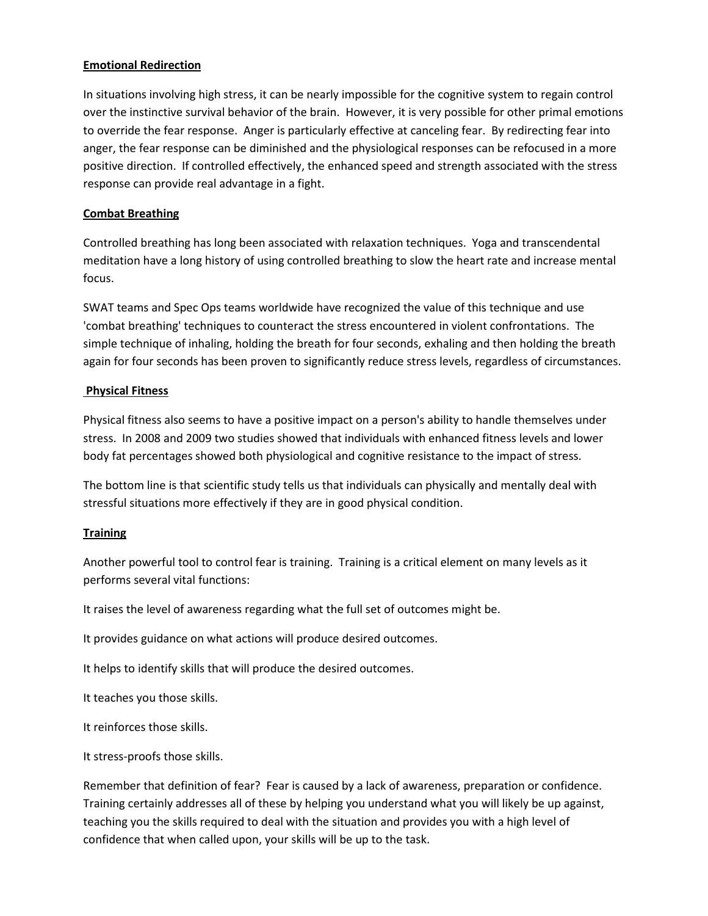**Emotional Redirection**

In situations involving high stress, it can be nearly impossible for the cognitive system to regain control over the instinctive survival behavior of the brain. However, it is very possible for other primal emotions to override the fear response. Anger is particularly effective at canceling fear. By redirecting fear into anger, the fear response can be diminished and the physiological responses can be refocused in a more positive direction. If controlled effectively, the enhanced speed and strength associated with the stress response can provide real advantage in a fight.

**Combat Breathing**

Controlled breathing has long been associated with relaxation techniques. Yoga and transcendental meditation have a long history of using controlled breathing to slow the heart rate and increase mental focus.

SWAT teams and Spec Ops teams worldwide have recognized the value of this technique and use 'combat breathing' techniques to counteract the stress encountered in violent confrontations. The simple technique of inhaling, holding the breath for four seconds, exhaling and then holding the breath again for four seconds has been proven to significantly reduce stress levels, regardless of circumstances.

**Physical Fitness**

Physical fitness also seems to have a positive impact on a person's ability to handle themselves under stress. In 2008 and 2009 two studies showed that individuals with enhanced fitness levels and lower body fat percentages showed both physiological and cognitive resistance to the impact of stress.

The bottom line is that scientific study tells us that individuals can physically and mentally deal with stressful situations more effectively if they are in good physical condition.

**Training**

Another powerful tool to control fear is training. Training is a critical element on many levels as it performs several vital functions:

It raises the level of awareness regarding what the full set of outcomes might be.

It provides guidance on what actions will produce desired outcomes.

It helps to identify skills that will produce the desired outcomes.

It teaches you those skills.

It reinforces those skills.

It stress-proofs those skills.

Remember that definition of fear? Fear is caused by a lack of awareness, preparation or confidence. Training certainly addresses all of these by helping you understand what you will likely be up against, teaching you the skills required to deal with the situation and provides you with a high level of confidence that when called upon, your skills will be up to the task.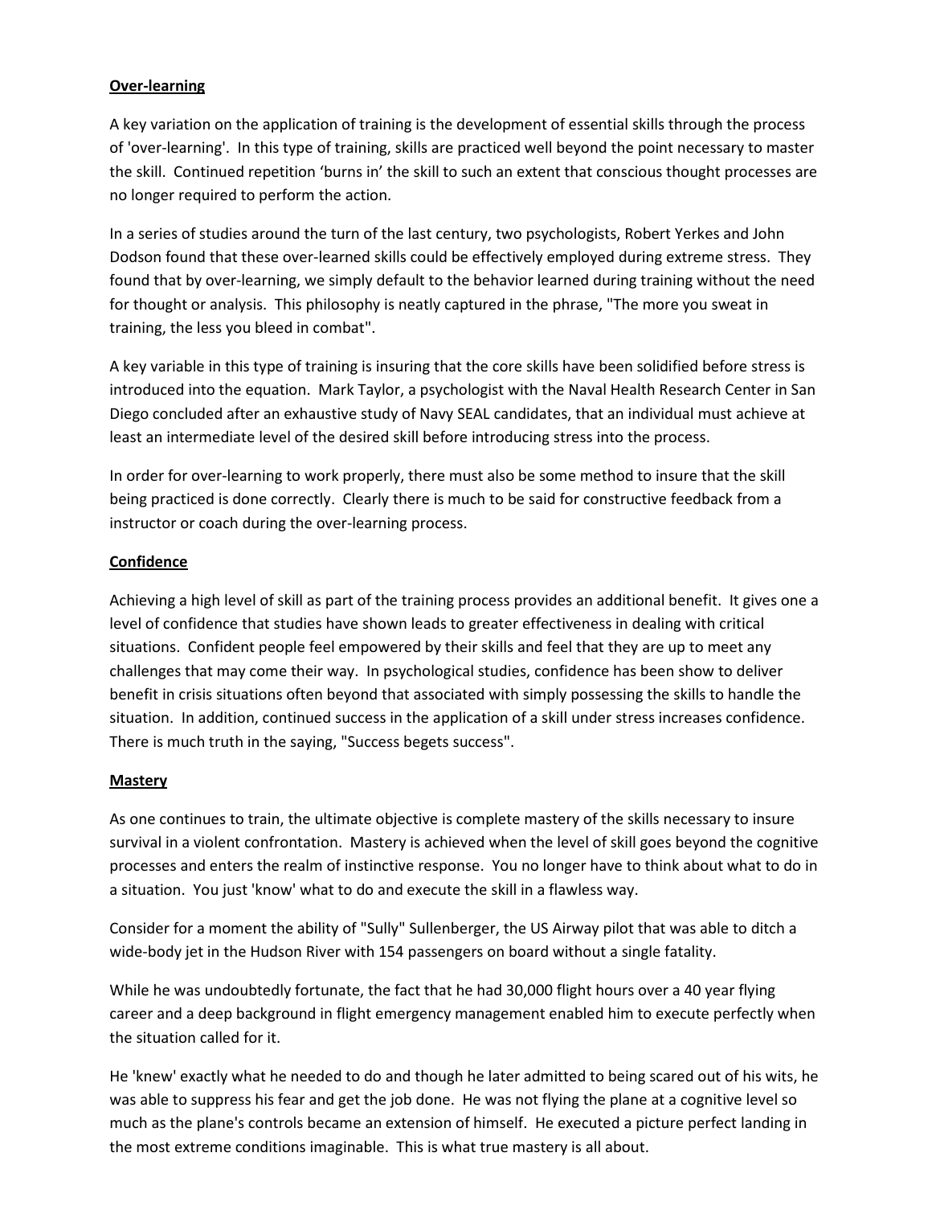**Over-learning**

A key variation on the application of training is the development of essential skills through the process of 'over-learning'. In this type of training, skills are practiced well beyond the point necessary to master the skill. Continued repetition 'burns in' the skill to such an extent that conscious thought processes are no longer required to perform the action.

In a series of studies around the turn of the last century, two psychologists, Robert Yerkes and John Dodson found that these over-learned skills could be effectively employed during extreme stress. They found that by over-learning, we simply default to the behavior learned during training without the need for thought or analysis. This philosophy is neatly captured in the phrase, "The more you sweat in training, the less you bleed in combat".

A key variable in this type of training is insuring that the core skills have been solidified before stress is introduced into the equation. Mark Taylor, a psychologist with the Naval Health Research Center in San Diego concluded after an exhaustive study of Navy SEAL candidates, that an individual must achieve at least an intermediate level of the desired skill before introducing stress into the process.

In order for over-learning to work properly, there must also be some method to insure that the skill being practiced is done correctly. Clearly there is much to be said for constructive feedback from a instructor or coach during the over-learning process.

**Confidence**

Achieving a high level of skill as part of the training process provides an additional benefit. It gives one a level of confidence that studies have shown leads to greater effectiveness in dealing with critical situations. Confident people feel empowered by their skills and feel that they are up to meet any challenges that may come their way. In psychological studies, confidence has been show to deliver benefit in crisis situations often beyond that associated with simply possessing the skills to handle the situation. In addition, continued success in the application of a skill under stress increases confidence. There is much truth in the saying, "Success begets success".

**Mastery**

As one continues to train, the ultimate objective is complete mastery of the skills necessary to insure survival in a violent confrontation. Mastery is achieved when the level of skill goes beyond the cognitive processes and enters the realm of instinctive response. You no longer have to think about what to do in a situation. You just 'know' what to do and execute the skill in a flawless way.

Consider for a moment the ability of "Sully" Sullenberger, the US Airway pilot that was able to ditch a wide-body jet in the Hudson River with 154 passengers on board without a single fatality.

While he was undoubtedly fortunate, the fact that he had 30,000 flight hours over a 40 year flying career and a deep background in flight emergency management enabled him to execute perfectly when the situation called for it.

He 'knew' exactly what he needed to do and though he later admitted to being scared out of his wits, he was able to suppress his fear and get the job done. He was not flying the plane at a cognitive level so much as the plane's controls became an extension of himself. He executed a picture perfect landing in the most extreme conditions imaginable. This is what true mastery is all about.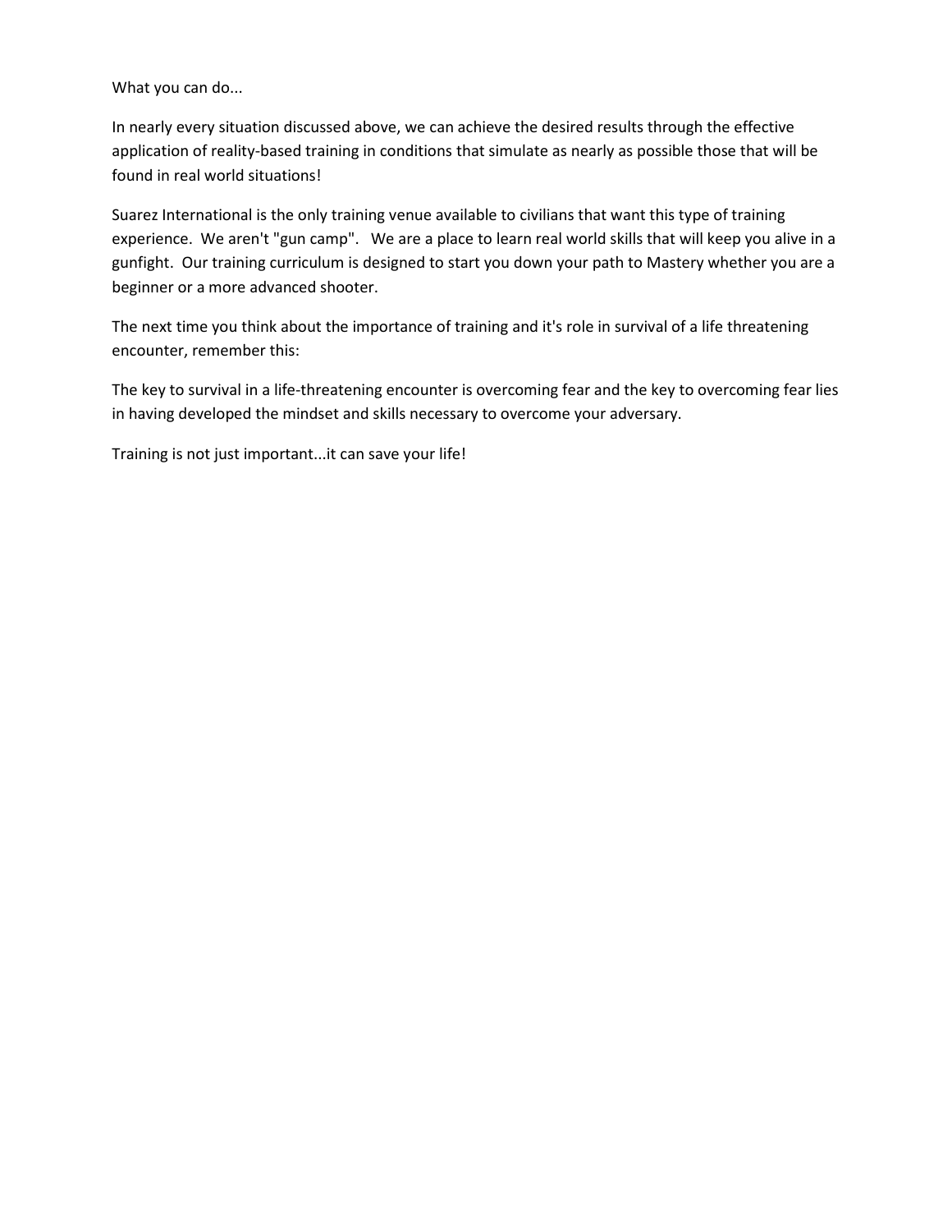What you can do...

In nearly every situation discussed above, we can achieve the desired results through the effective application of reality-based training in conditions that simulate as nearly as possible those that will be found in real world situations!

Suarez International is the only training venue available to civilians that want this type of training experience. We aren't "gun camp". We are a place to learn real world skills that will keep you alive in a gunfight. Our training curriculum is designed to start you down your path to Mastery whether you are a beginner or a more advanced shooter.

The next time you think about the importance of training and it's role in survival of a life threatening encounter, remember this:

The key to survival in a life-threatening encounter is overcoming fear and the key to overcoming fear lies in having developed the mindset and skills necessary to overcome your adversary.

Training is not just important...it can save your life!